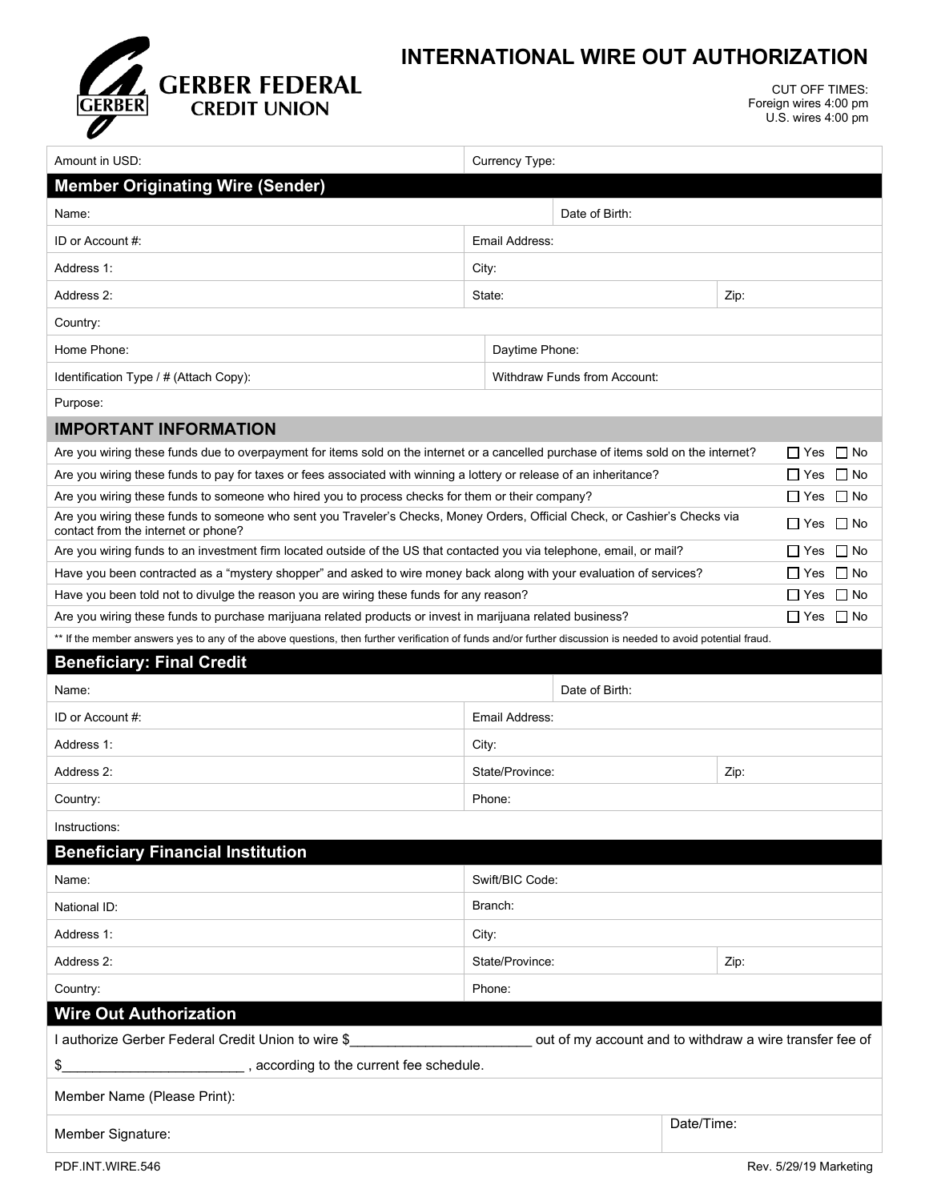# GERBER FEDERAL CREDIT UNION

# INTERNATIONAL WIRE OUT AUTHORIZATION

CUT OFF TIMES:
Foreign wires 4:00 pm
U.S. wires 4:00 pm

| Amount in USD: | Currency Type: |
|---|---|

## Member Originating Wire (Sender)

| | | |
|---|---|---|
| Name: | Date of Birth: | |
| ID or Account #: | Email Address: | |
| Address 1: | City: | |
| Address 2: | State: | Zip: |
| Country: | | |
| Home Phone: | Daytime Phone: | |
| Identification Type / # (Attach Copy): | Withdraw Funds from Account: | |
| Purpose: | | |

## IMPORTANT INFORMATION

| Question | Yes | No |
|---|---|---|
| Are you wiring these funds due to overpayment for items sold on the internet or a cancelled purchase of items sold on the internet? | ☐ Yes | ☐ No |
| Are you wiring these funds to pay for taxes or fees associated with winning a lottery or release of an inheritance? | ☐ Yes | ☐ No |
| Are you wiring these funds to someone who hired you to process checks for them or their company? | ☐ Yes | ☐ No |
| Are you wiring these funds to someone who sent you Traveler's Checks, Money Orders, Official Check, or Cashier's Checks via contact from the internet or phone? | ☐ Yes | ☐ No |
| Are you wiring funds to an investment firm located outside of the US that contacted you via telephone, email, or mail? | ☐ Yes | ☐ No |
| Have you been contracted as a "mystery shopper" and asked to wire money back along with your evaluation of services? | ☐ Yes | ☐ No |
| Have you been told not to divulge the reason you are wiring these funds for any reason? | ☐ Yes | ☐ No |
| Are you wiring these funds to purchase marijuana related products or invest in marijuana related business? | ☐ Yes | ☐ No |

** If the member answers yes to any of the above questions, then further verification of funds and/or further discussion is needed to avoid potential fraud.

## Beneficiary: Final Credit

| | | |
|---|---|---|
| Name: | Date of Birth: | |
| ID or Account #: | Email Address: | |
| Address 1: | City: | |
| Address 2: | State/Province: | Zip: |
| Country: | Phone: | |
| Instructions: | | |

## Beneficiary Financial Institution

| | | |
|---|---|---|
| Name: | Swift/BIC Code: | |
| National ID: | Branch: | |
| Address 1: | City: | |
| Address 2: | State/Province: | Zip: |
| Country: | Phone: | |

## Wire Out Authorization

I authorize Gerber Federal Credit Union to wire $________________________ out of my account and to withdraw a wire transfer fee of $________________________ , according to the current fee schedule.

Member Name (Please Print):

| Member Signature: | Date/Time: |
|---|---|

PDF.INT.WIRE.546 Rev. 5/29/19 Marketing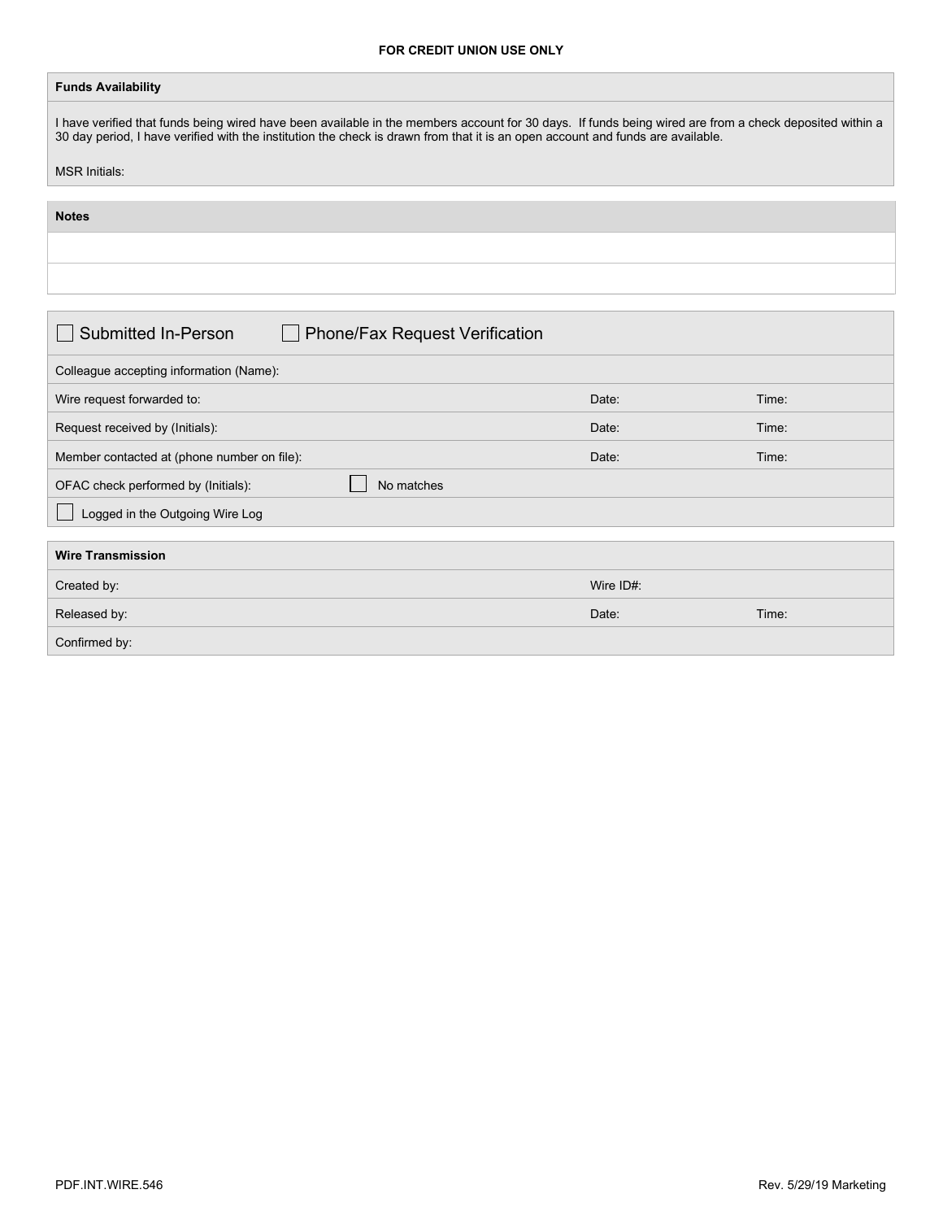**FOR CREDIT UNION USE ONLY**

| **Funds Availability** |
|---|
| I have verified that funds being wired have been available in the members account for 30 days. If funds being wired are from a check deposited within a 30 day period, I have verified with the institution the check is drawn from that it is an open account and funds are available.<br><br>MSR Initials: |

| **Notes** |
|---|
| |
| |

| ☐ Submitted In-Person ☐ Phone/Fax Request Verification | | |
|---|---|---|
| Colleague accepting information (Name): | | |
| Wire request forwarded to: | Date: | Time: |
| Request received by (Initials): | Date: | Time: |
| Member contacted at (phone number on file): | Date: | Time: |
| OFAC check performed by (Initials): ☐ No matches | | |
| ☐ Logged in the Outgoing Wire Log | | |

| **Wire Transmission** | | |
|---|---|---|
| Created by: | Wire ID#: | |
| Released by: | Date: | Time: |
| Confirmed by: | | |

PDF.INT.WIRE.546 Rev. 5/29/19 Marketing